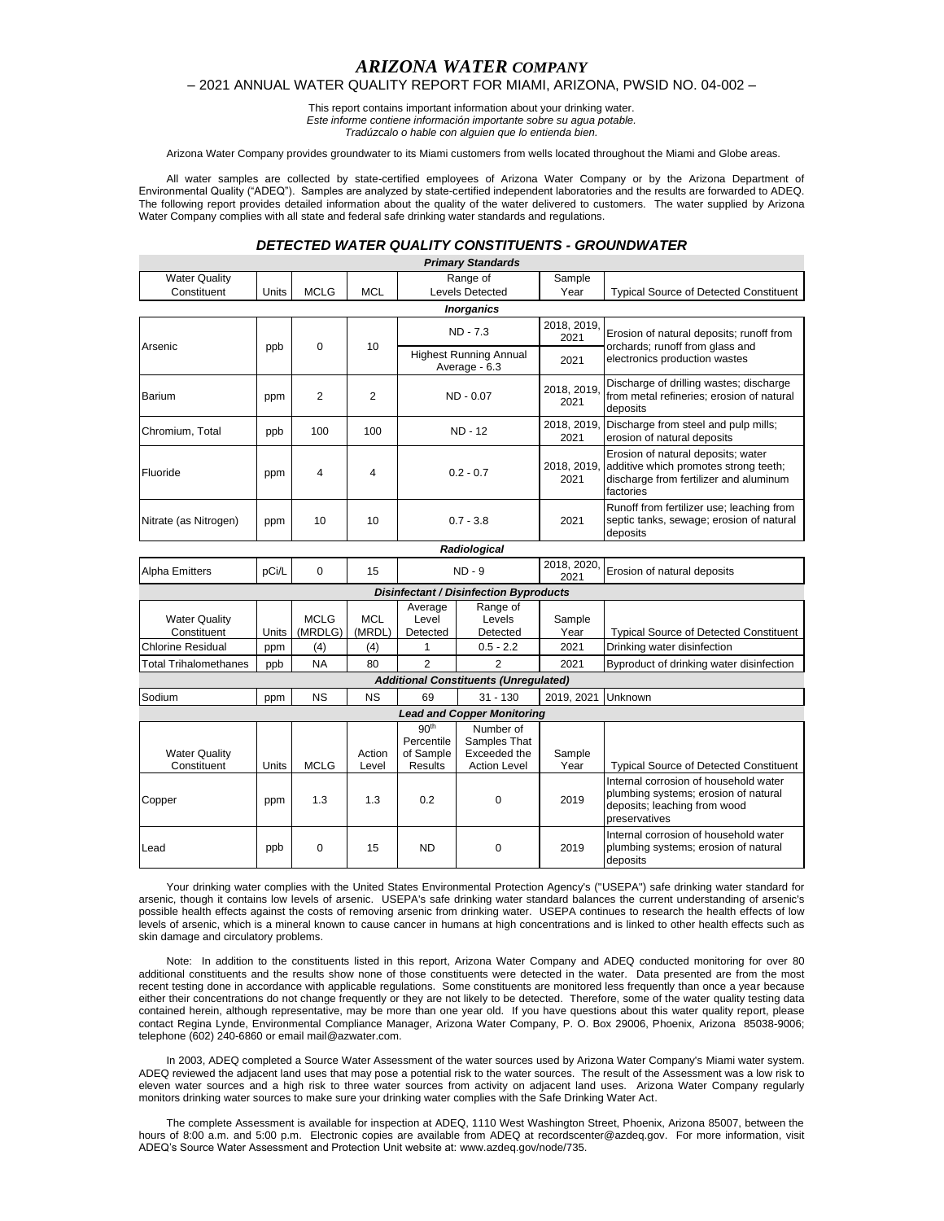# *ARIZONA WATER COMPANY*

## – 2021 ANNUAL WATER QUALITY REPORT FOR MIAMI, ARIZONA, PWSID NO. 04-002 –

This report contains important information about your drinking water.
*Este informe contiene información importante sobre su agua potable.*
*Tradúzcalo o hable con alguien que lo entienda bien.*

Arizona Water Company provides groundwater to its Miami customers from wells located throughout the Miami and Globe areas.

All water samples are collected by state-certified employees of Arizona Water Company or by the Arizona Department of Environmental Quality ("ADEQ"). Samples are analyzed by state-certified independent laboratories and the results are forwarded to ADEQ. The following report provides detailed information about the quality of the water delivered to customers. The water supplied by Arizona Water Company complies with all state and federal safe drinking water standards and regulations.

### *DETECTED WATER QUALITY CONSTITUENTS - GROUNDWATER*

| ***Primary Standards*** | | | | | | | |
|---|---|---|---|---|---|---|---|
| Water Quality Constituent | Units | MCLG | MCL | Range of Levels Detected | | Sample Year | Typical Source of Detected Constituent |
| ***Inorganics*** | | | | | | | |
| Arsenic | ppb | 0 | 10 | ND - 7.3 | | 2018, 2019, 2021 | Erosion of natural deposits; runoff from orchards; runoff from glass and electronics production wastes |
| | | | | Highest Running Annual Average - 6.3 | | 2021 | |
| Barium | ppm | 2 | 2 | ND - 0.07 | | 2018, 2019, 2021 | Discharge of drilling wastes; discharge from metal refineries; erosion of natural deposits |
| Chromium, Total | ppb | 100 | 100 | ND - 12 | | 2018, 2019, 2021 | Discharge from steel and pulp mills; erosion of natural deposits |
| Fluoride | ppm | 4 | 4 | 0.2 - 0.7 | | 2018, 2019, 2021 | Erosion of natural deposits; water additive which promotes strong teeth; discharge from fertilizer and aluminum factories |
| Nitrate (as Nitrogen) | ppm | 10 | 10 | 0.7 - 3.8 | | 2021 | Runoff from fertilizer use; leaching from septic tanks, sewage; erosion of natural deposits |
| ***Radiological*** | | | | | | | |
| Alpha Emitters | pCi/L | 0 | 15 | ND - 9 | | 2018, 2020, 2021 | Erosion of natural deposits |
| ***Disinfectant / Disinfection Byproducts*** | | | | | | | |
| Water Quality Constituent | Units | MCLG (MRDLG) | MCL (MRDL) | Average Level Detected | Range of Levels Detected | Sample Year | Typical Source of Detected Constituent |
| Chlorine Residual | ppm | (4) | (4) | 1 | 0.5 - 2.2 | 2021 | Drinking water disinfection |
| Total Trihalomethanes | ppb | NA | 80 | 2 | 2 | 2021 | Byproduct of drinking water disinfection |
| ***Additional Constituents (Unregulated)*** | | | | | | | |
| Sodium | ppm | NS | NS | 69 | 31 - 130 | 2019, 2021 | Unknown |
| ***Lead and Copper Monitoring*** | | | | | | | |
| Water Quality Constituent | Units | MCLG | Action Level | 90th Percentile of Sample Results | Number of Samples That Exceeded the Action Level | Sample Year | Typical Source of Detected Constituent |
| Copper | ppm | 1.3 | 1.3 | 0.2 | 0 | 2019 | Internal corrosion of household water plumbing systems; erosion of natural deposits; leaching from wood preservatives |
| Lead | ppb | 0 | 15 | ND | 0 | 2019 | Internal corrosion of household water plumbing systems; erosion of natural deposits |

Your drinking water complies with the United States Environmental Protection Agency's ("USEPA") safe drinking water standard for arsenic, though it contains low levels of arsenic. USEPA's safe drinking water standard balances the current understanding of arsenic's possible health effects against the costs of removing arsenic from drinking water. USEPA continues to research the health effects of low levels of arsenic, which is a mineral known to cause cancer in humans at high concentrations and is linked to other health effects such as skin damage and circulatory problems.

Note: In addition to the constituents listed in this report, Arizona Water Company and ADEQ conducted monitoring for over 80 additional constituents and the results show none of those constituents were detected in the water. Data presented are from the most recent testing done in accordance with applicable regulations. Some constituents are monitored less frequently than once a year because either their concentrations do not change frequently or they are not likely to be detected. Therefore, some of the water quality testing data contained herein, although representative, may be more than one year old. If you have questions about this water quality report, please contact Regina Lynde, Environmental Compliance Manager, Arizona Water Company, P. O. Box 29006, Phoenix, Arizona 85038-9006; telephone (602) 240-6860 or email mail@azwater.com.

In 2003, ADEQ completed a Source Water Assessment of the water sources used by Arizona Water Company's Miami water system. ADEQ reviewed the adjacent land uses that may pose a potential risk to the water sources. The result of the Assessment was a low risk to eleven water sources and a high risk to three water sources from activity on adjacent land uses. Arizona Water Company regularly monitors drinking water sources to make sure your drinking water complies with the Safe Drinking Water Act.

The complete Assessment is available for inspection at ADEQ, 1110 West Washington Street, Phoenix, Arizona 85007, between the hours of 8:00 a.m. and 5:00 p.m. Electronic copies are available from ADEQ at recordscenter@azdeq.gov. For more information, visit ADEQ's Source Water Assessment and Protection Unit website at: www.azdeq.gov/node/735.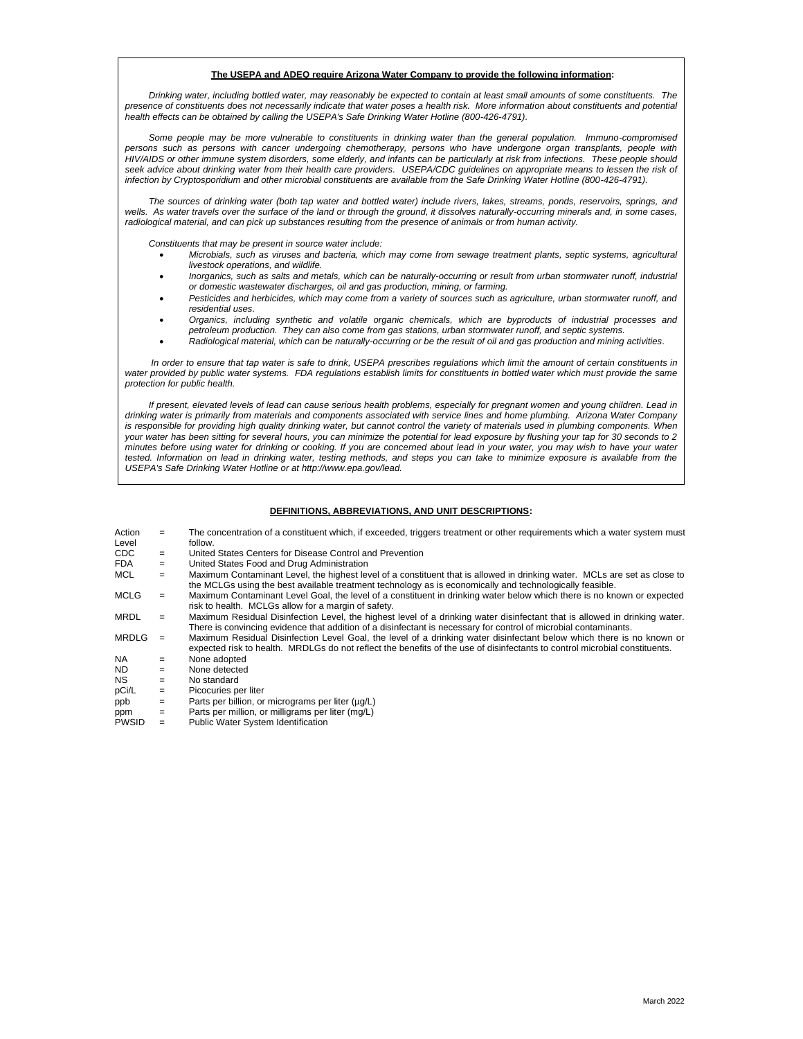**The USEPA and ADEQ require Arizona Water Company to provide the following information:**

*Drinking water, including bottled water, may reasonably be expected to contain at least small amounts of some constituents. The presence of constituents does not necessarily indicate that water poses a health risk. More information about constituents and potential health effects can be obtained by calling the USEPA's Safe Drinking Water Hotline (800-426-4791).*

*Some people may be more vulnerable to constituents in drinking water than the general population. Immuno-compromised persons such as persons with cancer undergoing chemotherapy, persons who have undergone organ transplants, people with HIV/AIDS or other immune system disorders, some elderly, and infants can be particularly at risk from infections. These people should seek advice about drinking water from their health care providers. USEPA/CDC guidelines on appropriate means to lessen the risk of infection by Cryptosporidium and other microbial constituents are available from the Safe Drinking Water Hotline (800-426-4791).*

*The sources of drinking water (both tap water and bottled water) include rivers, lakes, streams, ponds, reservoirs, springs, and wells. As water travels over the surface of the land or through the ground, it dissolves naturally-occurring minerals and, in some cases, radiological material, and can pick up substances resulting from the presence of animals or from human activity.*

*Constituents that may be present in source water include:*

- *Microbials, such as viruses and bacteria, which may come from sewage treatment plants, septic systems, agricultural livestock operations, and wildlife.*
- *Inorganics, such as salts and metals, which can be naturally-occurring or result from urban stormwater runoff, industrial or domestic wastewater discharges, oil and gas production, mining, or farming.*
- *Pesticides and herbicides, which may come from a variety of sources such as agriculture, urban stormwater runoff, and residential uses.*
- *Organics, including synthetic and volatile organic chemicals, which are byproducts of industrial processes and petroleum production. They can also come from gas stations, urban stormwater runoff, and septic systems.*
- *Radiological material, which can be naturally-occurring or be the result of oil and gas production and mining activities.*

*In order to ensure that tap water is safe to drink, USEPA prescribes regulations which limit the amount of certain constituents in water provided by public water systems. FDA regulations establish limits for constituents in bottled water which must provide the same protection for public health.*

*If present, elevated levels of lead can cause serious health problems, especially for pregnant women and young children. Lead in drinking water is primarily from materials and components associated with service lines and home plumbing. Arizona Water Company is responsible for providing high quality drinking water, but cannot control the variety of materials used in plumbing components. When your water has been sitting for several hours, you can minimize the potential for lead exposure by flushing your tap for 30 seconds to 2 minutes before using water for drinking or cooking. If you are concerned about lead in your water, you may wish to have your water tested. Information on lead in drinking water, testing methods, and steps you can take to minimize exposure is available from the USEPA's Safe Drinking Water Hotline or at http://www.epa.gov/lead.*

**DEFINITIONS, ABBREVIATIONS, AND UNIT DESCRIPTIONS:**

| | | |
|---|---|---|
| Action Level | = | The concentration of a constituent which, if exceeded, triggers treatment or other requirements which a water system must follow. |
| CDC | = | United States Centers for Disease Control and Prevention |
| FDA | = | United States Food and Drug Administration |
| MCL | = | Maximum Contaminant Level, the highest level of a constituent that is allowed in drinking water. MCLs are set as close to the MCLGs using the best available treatment technology as is economically and technologically feasible. |
| MCLG | = | Maximum Contaminant Level Goal, the level of a constituent in drinking water below which there is no known or expected risk to health. MCLGs allow for a margin of safety. |
| MRDL | = | Maximum Residual Disinfection Level, the highest level of a drinking water disinfectant that is allowed in drinking water. There is convincing evidence that addition of a disinfectant is necessary for control of microbial contaminants. |
| MRDLG | = | Maximum Residual Disinfection Level Goal, the level of a drinking water disinfectant below which there is no known or expected risk to health. MRDLGs do not reflect the benefits of the use of disinfectants to control microbial constituents. |
| NA | = | None adopted |
| ND | = | None detected |
| NS | = | No standard |
| pCi/L | = | Picocuries per liter |
| ppb | = | Parts per billion, or micrograms per liter (µg/L) |
| ppm | = | Parts per million, or milligrams per liter (mg/L) |
| PWSID | = | Public Water System Identification |

March 2022